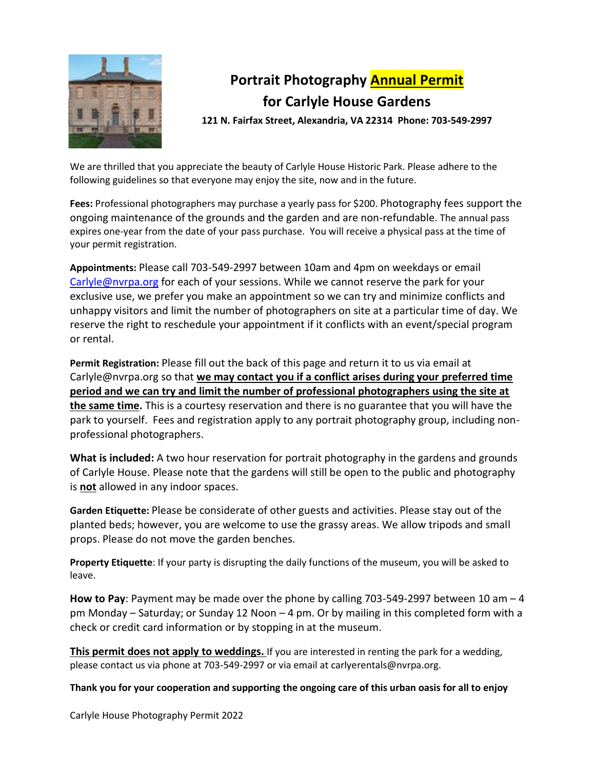# Portrait Photography Annual Permit for Carlyle House Gardens

**121 N. Fairfax Street, Alexandria, VA 22314 Phone: 703-549-2997**

We are thrilled that you appreciate the beauty of Carlyle House Historic Park. Please adhere to the following guidelines so that everyone may enjoy the site, now and in the future.

**Fees:** Professional photographers may purchase a yearly pass for $200. Photography fees support the ongoing maintenance of the grounds and the garden and are non-refundable. The annual pass expires one-year from the date of your pass purchase. You will receive a physical pass at the time of your permit registration.

**Appointments:** Please call 703-549-2997 between 10am and 4pm on weekdays or email Carlyle@nvrpa.org for each of your sessions. While we cannot reserve the park for your exclusive use, we prefer you make an appointment so we can try and minimize conflicts and unhappy visitors and limit the number of photographers on site at a particular time of day. We reserve the right to reschedule your appointment if it conflicts with an event/special program or rental.

**Permit Registration:** Please fill out the back of this page and return it to us via email at Carlyle@nvrpa.org so that **we may contact you if a conflict arises during your preferred time period and we can try and limit the number of professional photographers using the site at the same time.** This is a courtesy reservation and there is no guarantee that you will have the park to yourself. Fees and registration apply to any portrait photography group, including non-professional photographers.

**What is included:** A two hour reservation for portrait photography in the gardens and grounds of Carlyle House. Please note that the gardens will still be open to the public and photography is **not** allowed in any indoor spaces.

**Garden Etiquette:** Please be considerate of other guests and activities. Please stay out of the planted beds; however, you are welcome to use the grassy areas. We allow tripods and small props. Please do not move the garden benches.

**Property Etiquette**: If your party is disrupting the daily functions of the museum, you will be asked to leave.

**How to Pay**: Payment may be made over the phone by calling 703-549-2997 between 10 am – 4 pm Monday – Saturday; or Sunday 12 Noon – 4 pm. Or by mailing in this completed form with a check or credit card information or by stopping in at the museum.

**This permit does not apply to weddings.** If you are interested in renting the park for a wedding, please contact us via phone at 703-549-2997 or via email at carlyerentals@nvrpa.org.

**Thank you for your cooperation and supporting the ongoing care of this urban oasis for all to enjoy**

Carlyle House Photography Permit 2022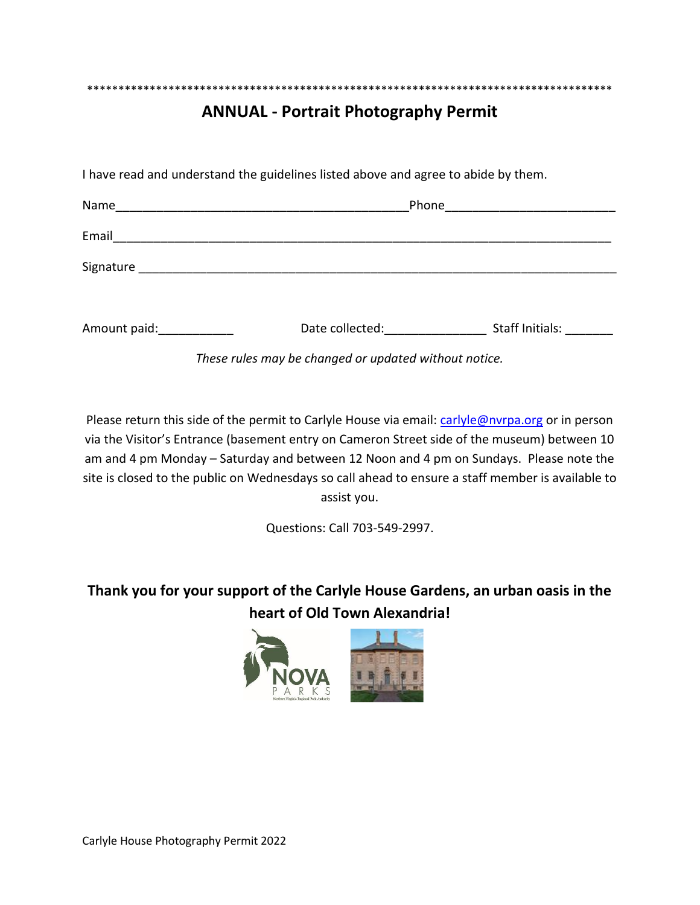************************************************************************************

## ANNUAL - Portrait Photography Permit

I have read and understand the guidelines listed above and agree to abide by them.

Name__________________________________________Phone________________________

Email___________________________________________________________________________

Signature _______________________________________________________________________

Amount paid:___________ Date collected:_______________ Staff Initials: _______

*These rules may be changed or updated without notice.*

Please return this side of the permit to Carlyle House via email: carlyle@nvrpa.org or in person via the Visitor's Entrance (basement entry on Cameron Street side of the museum) between 10 am and 4 pm Monday – Saturday and between 12 Noon and 4 pm on Sundays. Please note the site is closed to the public on Wednesdays so call ahead to ensure a staff member is available to assist you.

Questions: Call 703-549-2997.

**Thank you for your support of the Carlyle House Gardens, an urban oasis in the heart of Old Town Alexandria!**

Carlyle House Photography Permit 2022